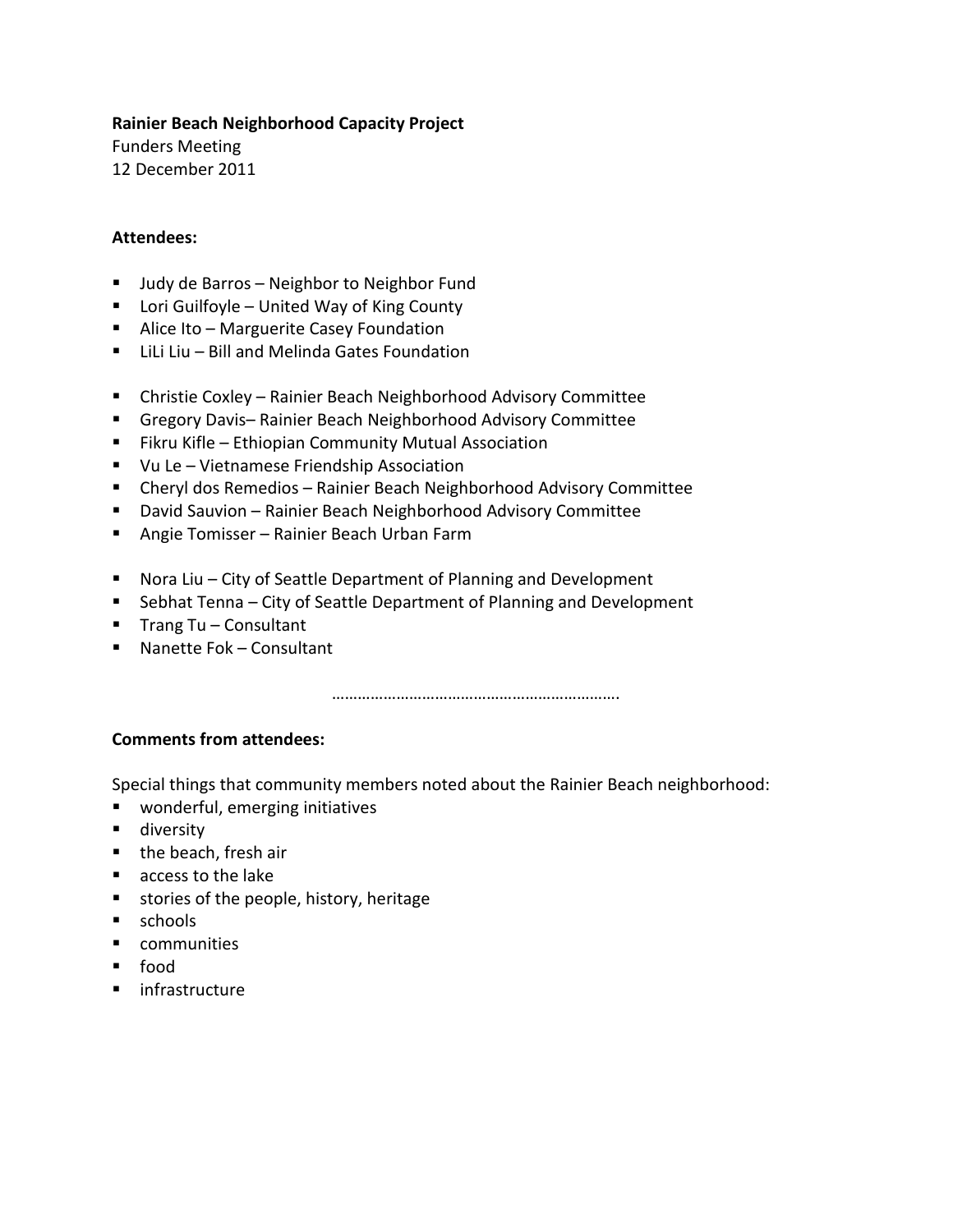**Rainier Beach Neighborhood Capacity Project**

Funders Meeting

12 December 2011

**Attendees:**

- Judy de Barros – Neighbor to Neighbor Fund
- Lori Guilfoyle – United Way of King County
- Alice Ito – Marguerite Casey Foundation
- LiLi Liu – Bill and Melinda Gates Foundation

- Christie Coxley – Rainier Beach Neighborhood Advisory Committee
- Gregory Davis– Rainier Beach Neighborhood Advisory Committee
- Fikru Kifle – Ethiopian Community Mutual Association
- Vu Le – Vietnamese Friendship Association
- Cheryl dos Remedios – Rainier Beach Neighborhood Advisory Committee
- David Sauvion – Rainier Beach Neighborhood Advisory Committee
- Angie Tomisser – Rainier Beach Urban Farm

- Nora Liu – City of Seattle Department of Planning and Development
- Sebhat Tenna – City of Seattle Department of Planning and Development
- Trang Tu – Consultant
- Nanette Fok – Consultant

…………………………………………………………

**Comments from attendees:**

Special things that community members noted about the Rainier Beach neighborhood:

- wonderful, emerging initiatives
- diversity
- the beach, fresh air
- access to the lake
- stories of the people, history, heritage
- schools
- communities
- food
- infrastructure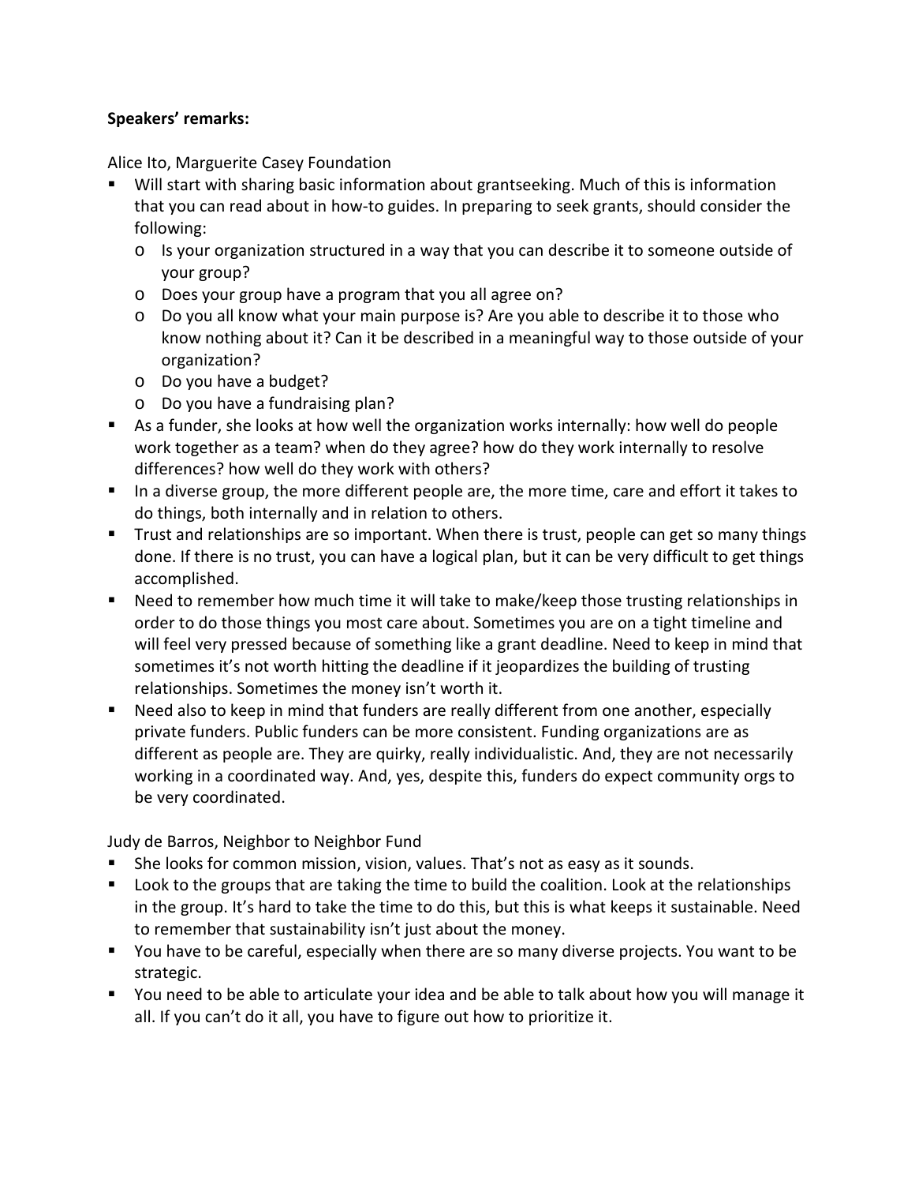**Speakers' remarks:**

Alice Ito, Marguerite Casey Foundation

- Will start with sharing basic information about grantseeking. Much of this is information that you can read about in how-to guides. In preparing to seek grants, should consider the following:
  - Is your organization structured in a way that you can describe it to someone outside of your group?
  - Does your group have a program that you all agree on?
  - Do you all know what your main purpose is? Are you able to describe it to those who know nothing about it? Can it be described in a meaningful way to those outside of your organization?
  - Do you have a budget?
  - Do you have a fundraising plan?
- As a funder, she looks at how well the organization works internally: how well do people work together as a team? when do they agree? how do they work internally to resolve differences? how well do they work with others?
- In a diverse group, the more different people are, the more time, care and effort it takes to do things, both internally and in relation to others.
- Trust and relationships are so important. When there is trust, people can get so many things done. If there is no trust, you can have a logical plan, but it can be very difficult to get things accomplished.
- Need to remember how much time it will take to make/keep those trusting relationships in order to do those things you most care about. Sometimes you are on a tight timeline and will feel very pressed because of something like a grant deadline. Need to keep in mind that sometimes it's not worth hitting the deadline if it jeopardizes the building of trusting relationships. Sometimes the money isn't worth it.
- Need also to keep in mind that funders are really different from one another, especially private funders. Public funders can be more consistent. Funding organizations are as different as people are. They are quirky, really individualistic. And, they are not necessarily working in a coordinated way. And, yes, despite this, funders do expect community orgs to be very coordinated.

Judy de Barros, Neighbor to Neighbor Fund

- She looks for common mission, vision, values. That's not as easy as it sounds.
- Look to the groups that are taking the time to build the coalition. Look at the relationships in the group. It's hard to take the time to do this, but this is what keeps it sustainable. Need to remember that sustainability isn't just about the money.
- You have to be careful, especially when there are so many diverse projects. You want to be strategic.
- You need to be able to articulate your idea and be able to talk about how you will manage it all. If you can't do it all, you have to figure out how to prioritize it.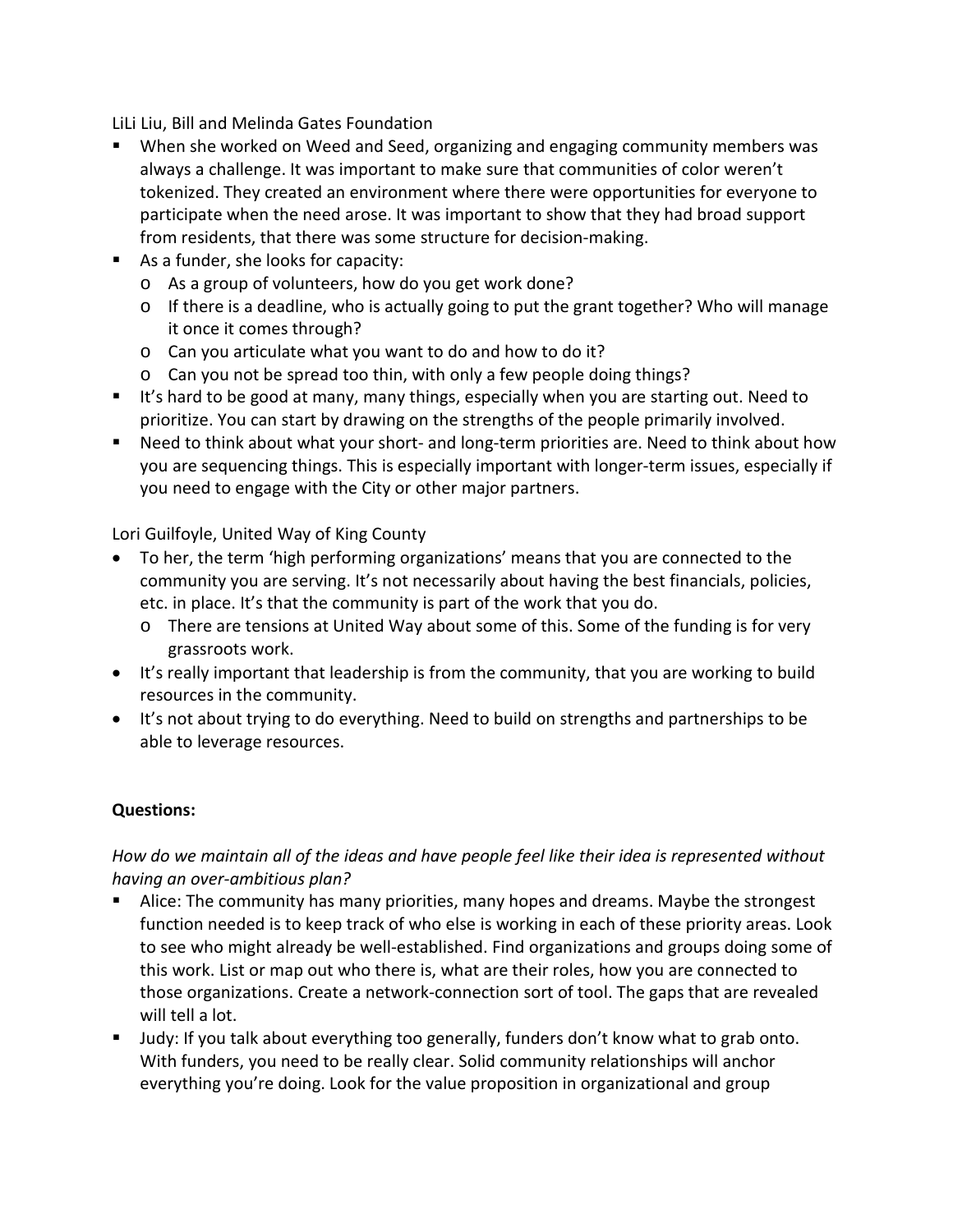LiLi Liu, Bill and Melinda Gates Foundation

- When she worked on Weed and Seed, organizing and engaging community members was always a challenge. It was important to make sure that communities of color weren't tokenized. They created an environment where there were opportunities for everyone to participate when the need arose. It was important to show that they had broad support from residents, that there was some structure for decision-making.
- As a funder, she looks for capacity:
  - As a group of volunteers, how do you get work done?
  - If there is a deadline, who is actually going to put the grant together? Who will manage it once it comes through?
  - Can you articulate what you want to do and how to do it?
  - Can you not be spread too thin, with only a few people doing things?
- It's hard to be good at many, many things, especially when you are starting out. Need to prioritize. You can start by drawing on the strengths of the people primarily involved.
- Need to think about what your short- and long-term priorities are. Need to think about how you are sequencing things. This is especially important with longer-term issues, especially if you need to engage with the City or other major partners.

Lori Guilfoyle, United Way of King County

- To her, the term 'high performing organizations' means that you are connected to the community you are serving. It's not necessarily about having the best financials, policies, etc. in place. It's that the community is part of the work that you do.
  - There are tensions at United Way about some of this. Some of the funding is for very grassroots work.
- It's really important that leadership is from the community, that you are working to build resources in the community.
- It's not about trying to do everything. Need to build on strengths and partnerships to be able to leverage resources.

**Questions:**

*How do we maintain all of the ideas and have people feel like their idea is represented without having an over-ambitious plan?*

- Alice: The community has many priorities, many hopes and dreams. Maybe the strongest function needed is to keep track of who else is working in each of these priority areas. Look to see who might already be well-established. Find organizations and groups doing some of this work. List or map out who there is, what are their roles, how you are connected to those organizations. Create a network-connection sort of tool. The gaps that are revealed will tell a lot.
- Judy: If you talk about everything too generally, funders don't know what to grab onto. With funders, you need to be really clear. Solid community relationships will anchor everything you're doing. Look for the value proposition in organizational and group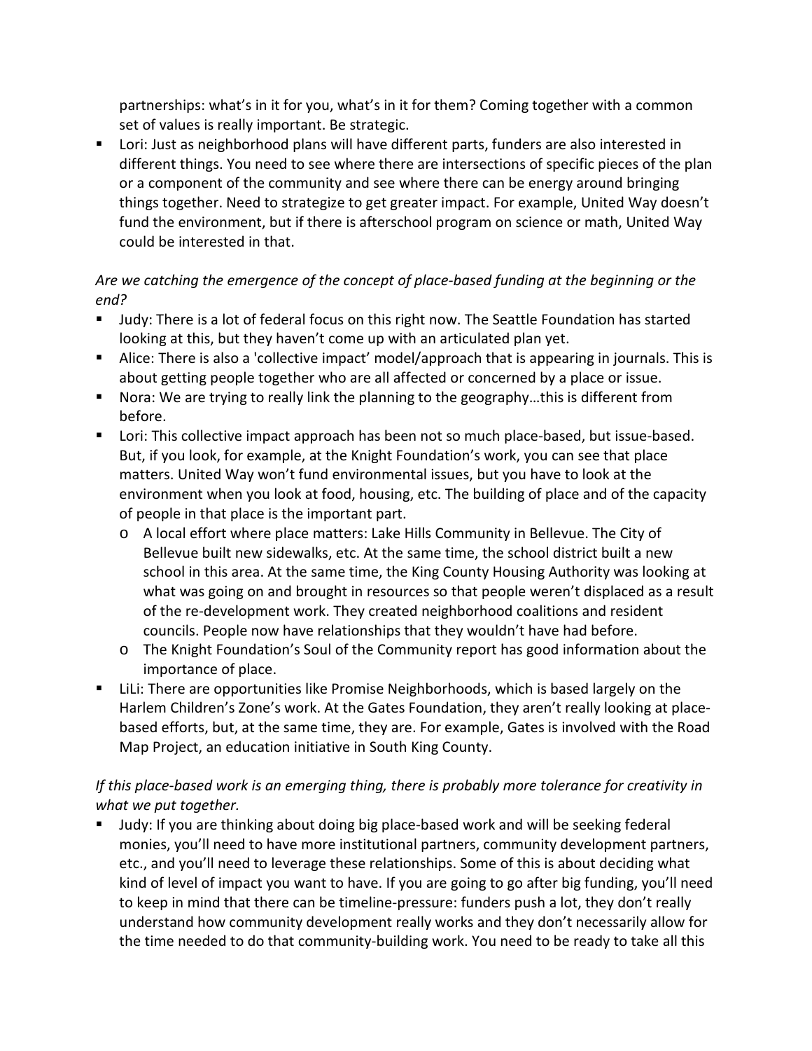partnerships: what's in it for you, what's in it for them? Coming together with a common set of values is really important. Be strategic.

- Lori: Just as neighborhood plans will have different parts, funders are also interested in different things. You need to see where there are intersections of specific pieces of the plan or a component of the community and see where there can be energy around bringing things together. Need to strategize to get greater impact. For example, United Way doesn't fund the environment, but if there is afterschool program on science or math, United Way could be interested in that.

*Are we catching the emergence of the concept of place-based funding at the beginning or the end?*

- Judy: There is a lot of federal focus on this right now. The Seattle Foundation has started looking at this, but they haven't come up with an articulated plan yet.
- Alice: There is also a 'collective impact' model/approach that is appearing in journals. This is about getting people together who are all affected or concerned by a place or issue.
- Nora: We are trying to really link the planning to the geography…this is different from before.
- Lori: This collective impact approach has been not so much place-based, but issue-based. But, if you look, for example, at the Knight Foundation's work, you can see that place matters. United Way won't fund environmental issues, but you have to look at the environment when you look at food, housing, etc. The building of place and of the capacity of people in that place is the important part.
  - A local effort where place matters: Lake Hills Community in Bellevue. The City of Bellevue built new sidewalks, etc. At the same time, the school district built a new school in this area. At the same time, the King County Housing Authority was looking at what was going on and brought in resources so that people weren't displaced as a result of the re-development work. They created neighborhood coalitions and resident councils. People now have relationships that they wouldn't have had before.
  - The Knight Foundation's Soul of the Community report has good information about the importance of place.
- LiLi: There are opportunities like Promise Neighborhoods, which is based largely on the Harlem Children's Zone's work. At the Gates Foundation, they aren't really looking at place-based efforts, but, at the same time, they are. For example, Gates is involved with the Road Map Project, an education initiative in South King County.

*If this place-based work is an emerging thing, there is probably more tolerance for creativity in what we put together.*

- Judy: If you are thinking about doing big place-based work and will be seeking federal monies, you'll need to have more institutional partners, community development partners, etc., and you'll need to leverage these relationships. Some of this is about deciding what kind of level of impact you want to have. If you are going to go after big funding, you'll need to keep in mind that there can be timeline-pressure: funders push a lot, they don't really understand how community development really works and they don't necessarily allow for the time needed to do that community-building work. You need to be ready to take all this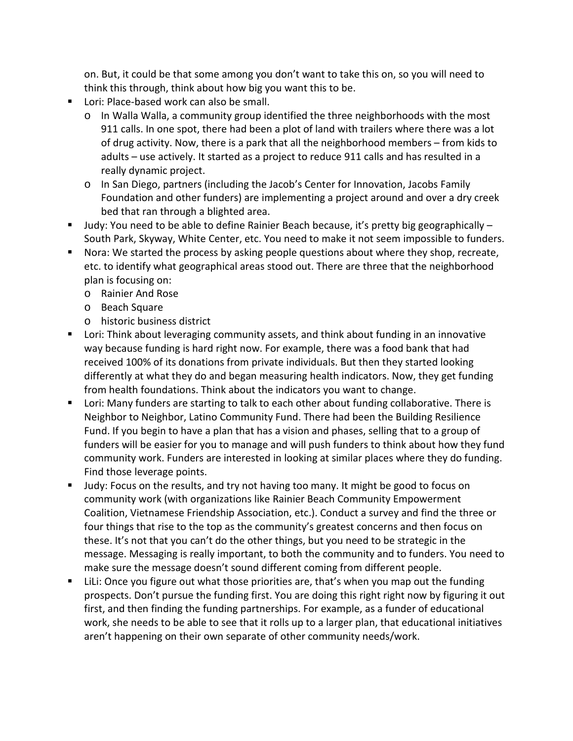on. But, it could be that some among you don't want to take this on, so you will need to think this through, think about how big you want this to be.

- Lori: Place-based work can also be small.
  - In Walla Walla, a community group identified the three neighborhoods with the most 911 calls. In one spot, there had been a plot of land with trailers where there was a lot of drug activity. Now, there is a park that all the neighborhood members – from kids to adults – use actively. It started as a project to reduce 911 calls and has resulted in a really dynamic project.
  - In San Diego, partners (including the Jacob's Center for Innovation, Jacobs Family Foundation and other funders) are implementing a project around and over a dry creek bed that ran through a blighted area.
- Judy: You need to be able to define Rainier Beach because, it's pretty big geographically – South Park, Skyway, White Center, etc. You need to make it not seem impossible to funders.
- Nora: We started the process by asking people questions about where they shop, recreate, etc. to identify what geographical areas stood out. There are three that the neighborhood plan is focusing on:
  - Rainier And Rose
  - Beach Square
  - historic business district
- Lori: Think about leveraging community assets, and think about funding in an innovative way because funding is hard right now. For example, there was a food bank that had received 100% of its donations from private individuals. But then they started looking differently at what they do and began measuring health indicators. Now, they get funding from health foundations. Think about the indicators you want to change.
- Lori: Many funders are starting to talk to each other about funding collaborative. There is Neighbor to Neighbor, Latino Community Fund. There had been the Building Resilience Fund. If you begin to have a plan that has a vision and phases, selling that to a group of funders will be easier for you to manage and will push funders to think about how they fund community work. Funders are interested in looking at similar places where they do funding. Find those leverage points.
- Judy: Focus on the results, and try not having too many. It might be good to focus on community work (with organizations like Rainier Beach Community Empowerment Coalition, Vietnamese Friendship Association, etc.). Conduct a survey and find the three or four things that rise to the top as the community's greatest concerns and then focus on these. It's not that you can't do the other things, but you need to be strategic in the message. Messaging is really important, to both the community and to funders. You need to make sure the message doesn't sound different coming from different people.
- LiLi: Once you figure out what those priorities are, that's when you map out the funding prospects. Don't pursue the funding first. You are doing this right right now by figuring it out first, and then finding the funding partnerships. For example, as a funder of educational work, she needs to be able to see that it rolls up to a larger plan, that educational initiatives aren't happening on their own separate of other community needs/work.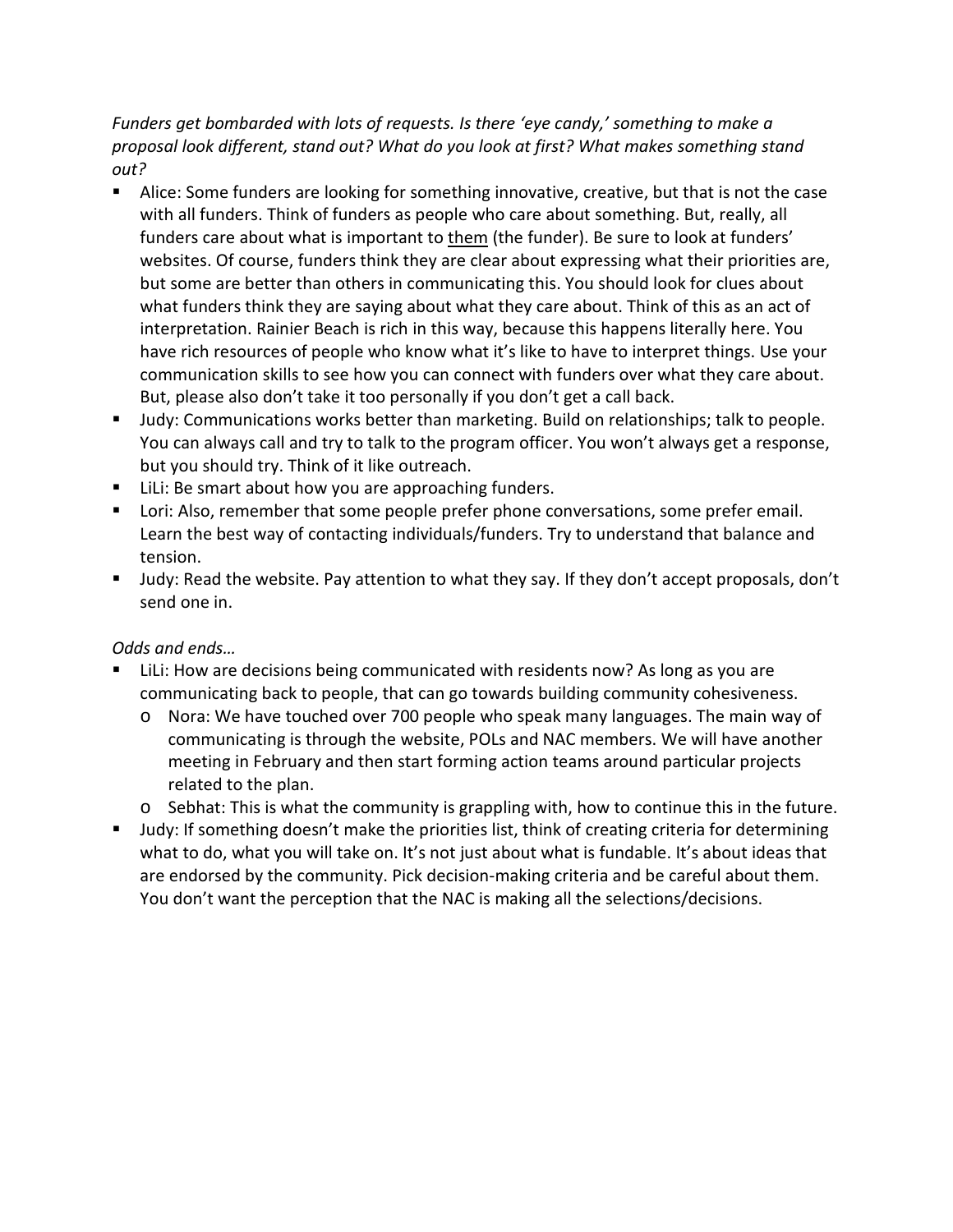*Funders get bombarded with lots of requests. Is there 'eye candy,' something to make a proposal look different, stand out? What do you look at first? What makes something stand out?*

- Alice: Some funders are looking for something innovative, creative, but that is not the case with all funders. Think of funders as people who care about something. But, really, all funders care about what is important to <u>them</u> (the funder). Be sure to look at funders' websites. Of course, funders think they are clear about expressing what their priorities are, but some are better than others in communicating this. You should look for clues about what funders think they are saying about what they care about. Think of this as an act of interpretation. Rainier Beach is rich in this way, because this happens literally here. You have rich resources of people who know what it's like to have to interpret things. Use your communication skills to see how you can connect with funders over what they care about. But, please also don't take it too personally if you don't get a call back.
- Judy: Communications works better than marketing. Build on relationships; talk to people. You can always call and try to talk to the program officer. You won't always get a response, but you should try. Think of it like outreach.
- LiLi: Be smart about how you are approaching funders.
- Lori: Also, remember that some people prefer phone conversations, some prefer email. Learn the best way of contacting individuals/funders. Try to understand that balance and tension.
- Judy: Read the website. Pay attention to what they say. If they don't accept proposals, don't send one in.

*Odds and ends…*

- LiLi: How are decisions being communicated with residents now? As long as you are communicating back to people, that can go towards building community cohesiveness.
  - Nora: We have touched over 700 people who speak many languages. The main way of communicating is through the website, POLs and NAC members. We will have another meeting in February and then start forming action teams around particular projects related to the plan.
  - Sebhat: This is what the community is grappling with, how to continue this in the future.
- Judy: If something doesn't make the priorities list, think of creating criteria for determining what to do, what you will take on. It's not just about what is fundable. It's about ideas that are endorsed by the community. Pick decision-making criteria and be careful about them. You don't want the perception that the NAC is making all the selections/decisions.